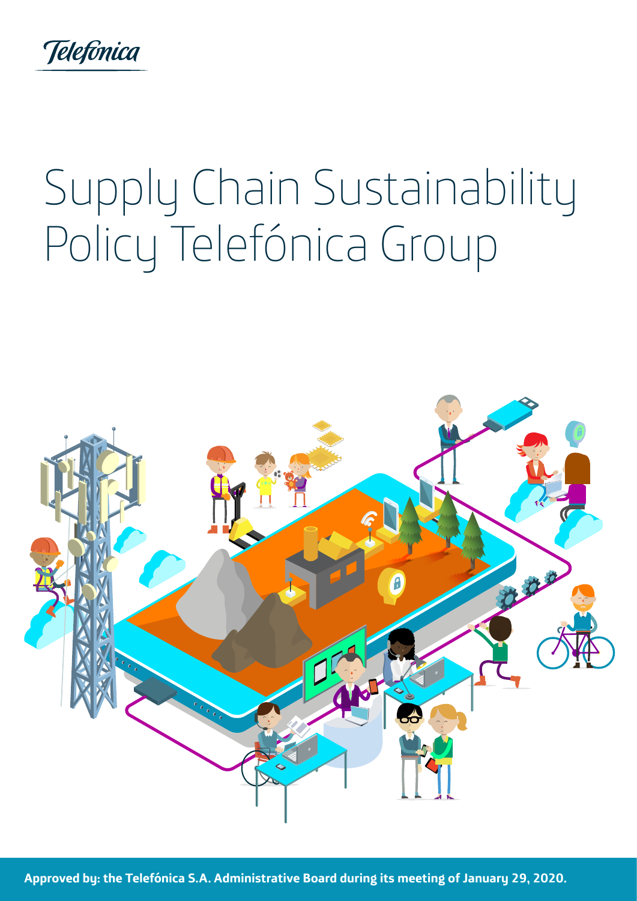Telefónica

# Supply Chain Sustainability Policy Telefónica Group

**Approved by: the Telefónica S.A. Administrative Board during its meeting of January 29, 2020.**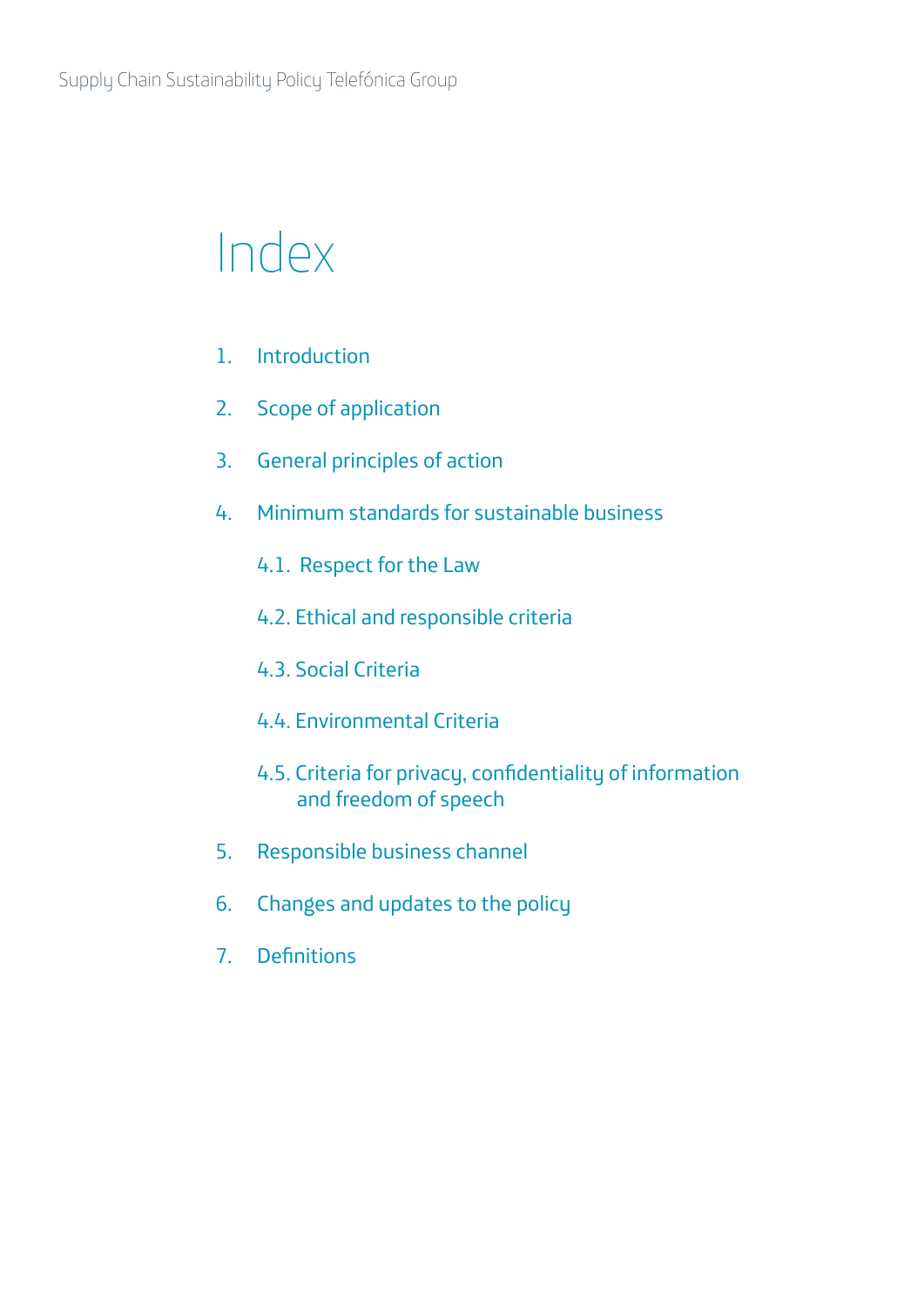# Index

1. Introduction
2. Scope of application
3. General principles of action
4. Minimum standards for sustainable business
    - 4.1. Respect for the Law
    - 4.2. Ethical and responsible criteria
    - 4.3. Social Criteria
    - 4.4. Environmental Criteria
    - 4.5. Criteria for privacy, confidentiality of information and freedom of speech
5. Responsible business channel
6. Changes and updates to the policy
7. Definitions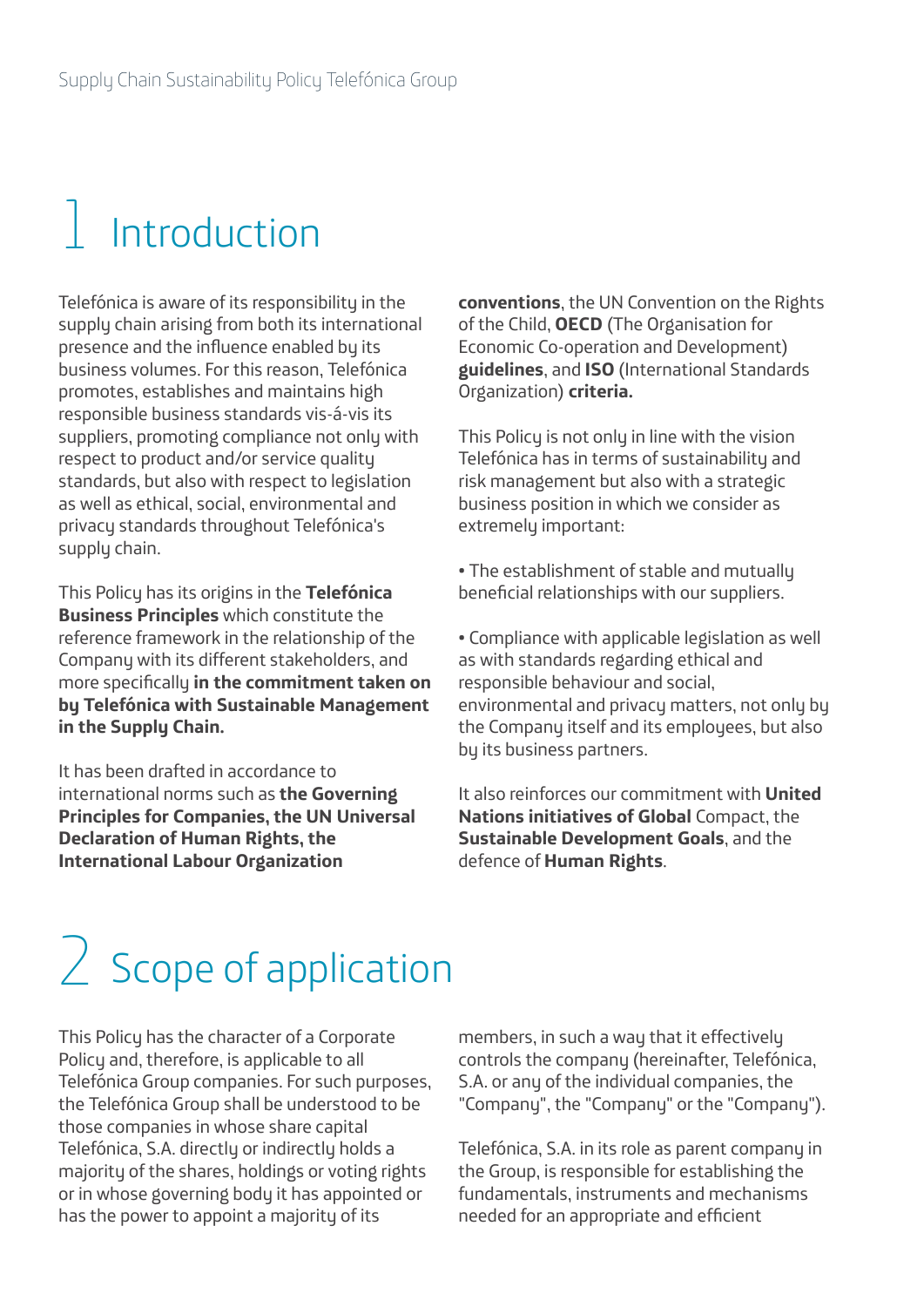# 1 Introduction

Telefónica is aware of its responsibility in the supply chain arising from both its international presence and the influence enabled by its business volumes. For this reason, Telefónica promotes, establishes and maintains high responsible business standards vis-á-vis its suppliers, promoting compliance not only with respect to product and/or service quality standards, but also with respect to legislation as well as ethical, social, environmental and privacy standards throughout Telefónica's supply chain.

This Policy has its origins in the **Telefónica Business Principles** which constitute the reference framework in the relationship of the Company with its different stakeholders, and more specifically **in the commitment taken on by Telefónica with Sustainable Management in the Supply Chain.**

It has been drafted in accordance to international norms such as **the Governing Principles for Companies, the UN Universal Declaration of Human Rights, the International Labour Organization conventions**, the UN Convention on the Rights of the Child, **OECD** (The Organisation for Economic Co-operation and Development) **guidelines**, and **ISO** (International Standards Organization) **criteria.**

This Policy is not only in line with the vision Telefónica has in terms of sustainability and risk management but also with a strategic business position in which we consider as extremely important:

- The establishment of stable and mutually beneficial relationships with our suppliers.

- Compliance with applicable legislation as well as with standards regarding ethical and responsible behaviour and social, environmental and privacy matters, not only by the Company itself and its employees, but also by its business partners.

It also reinforces our commitment with **United Nations initiatives of Global** Compact, the **Sustainable Development Goals**, and the defence of **Human Rights**.

# 2 Scope of application

This Policy has the character of a Corporate Policy and, therefore, is applicable to all Telefónica Group companies. For such purposes, the Telefónica Group shall be understood to be those companies in whose share capital Telefónica, S.A. directly or indirectly holds a majority of the shares, holdings or voting rights or in whose governing body it has appointed or has the power to appoint a majority of its members, in such a way that it effectively controls the company (hereinafter, Telefónica, S.A. or any of the individual companies, the "Company", the "Company" or the "Company").

Telefónica, S.A. in its role as parent company in the Group, is responsible for establishing the fundamentals, instruments and mechanisms needed for an appropriate and efficient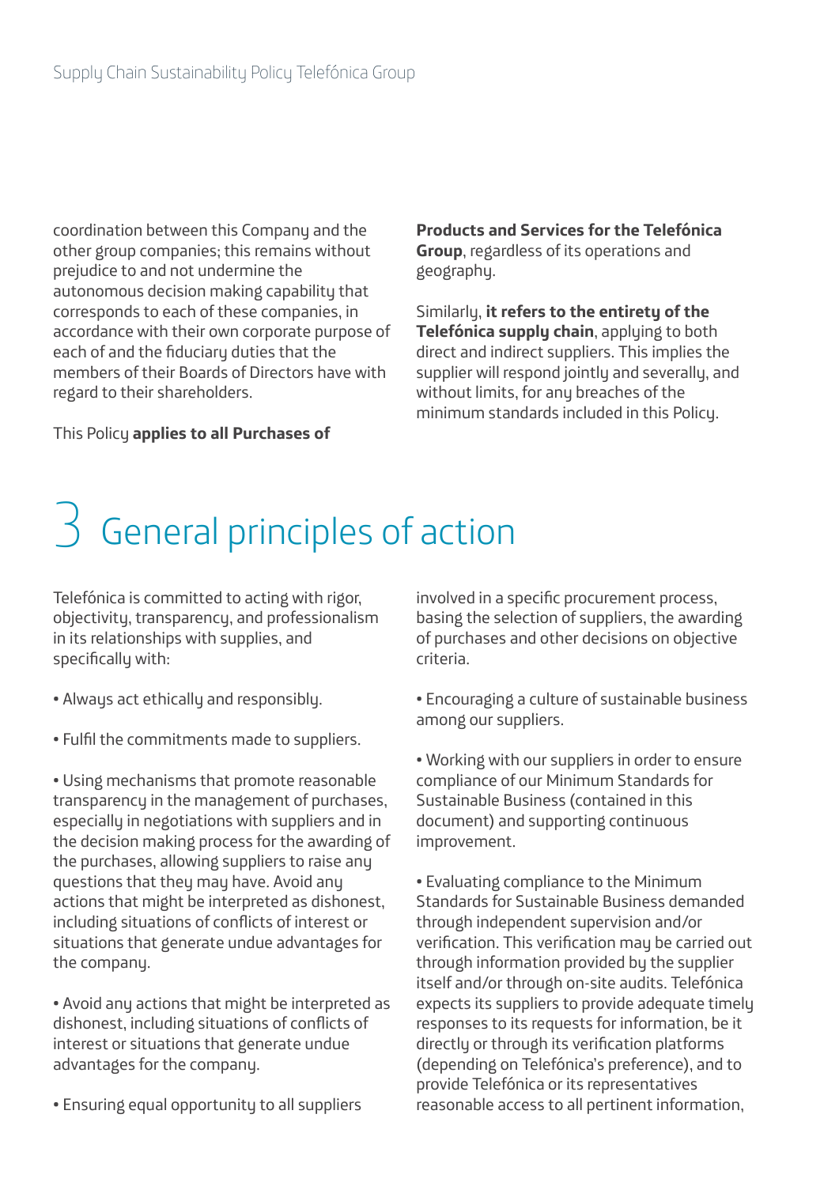coordination between this Company and the other group companies; this remains without prejudice to and not undermine the autonomous decision making capability that corresponds to each of these companies, in accordance with their own corporate purpose of each of and the fiduciary duties that the members of their Boards of Directors have with regard to their shareholders.

This Policy **applies to all Purchases of Products and Services for the Telefónica Group**, regardless of its operations and geography.

Similarly, **it refers to the entirety of the Telefónica supply chain**, applying to both direct and indirect suppliers. This implies the supplier will respond jointly and severally, and without limits, for any breaches of the minimum standards included in this Policy.

# 3 General principles of action

Telefónica is committed to acting with rigor, objectivity, transparency, and professionalism in its relationships with supplies, and specifically with:

- Always act ethically and responsibly.

- Fulfil the commitments made to suppliers.

- Using mechanisms that promote reasonable transparency in the management of purchases, especially in negotiations with suppliers and in the decision making process for the awarding of the purchases, allowing suppliers to raise any questions that they may have. Avoid any actions that might be interpreted as dishonest, including situations of conflicts of interest or situations that generate undue advantages for the company.

- Avoid any actions that might be interpreted as dishonest, including situations of conflicts of interest or situations that generate undue advantages for the company.

- Ensuring equal opportunity to all suppliers involved in a specific procurement process, basing the selection of suppliers, the awarding of purchases and other decisions on objective criteria.

- Encouraging a culture of sustainable business among our suppliers.

- Working with our suppliers in order to ensure compliance of our Minimum Standards for Sustainable Business (contained in this document) and supporting continuous improvement.

- Evaluating compliance to the Minimum Standards for Sustainable Business demanded through independent supervision and/or verification. This verification may be carried out through information provided by the supplier itself and/or through on-site audits. Telefónica expects its suppliers to provide adequate timely responses to its requests for information, be it directly or through its verification platforms (depending on Telefónica's preference), and to provide Telefónica or its representatives reasonable access to all pertinent information,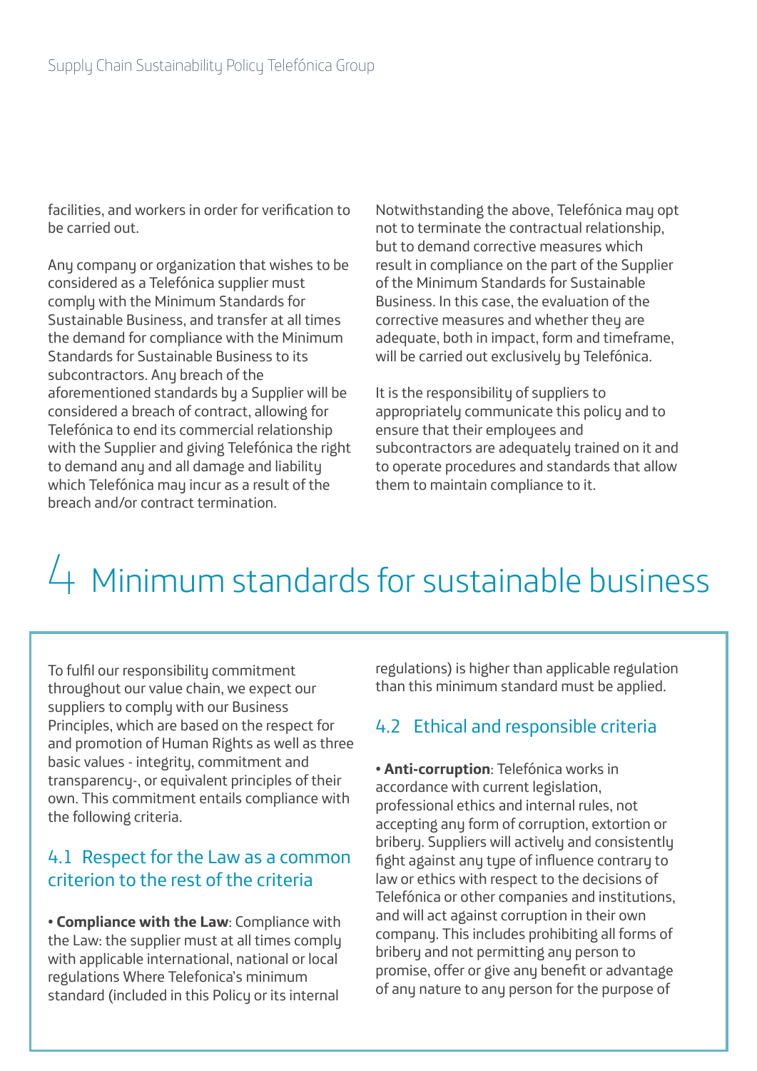facilities, and workers in order for verification to be carried out.

Any company or organization that wishes to be considered as a Telefónica supplier must comply with the Minimum Standards for Sustainable Business, and transfer at all times the demand for compliance with the Minimum Standards for Sustainable Business to its subcontractors. Any breach of the aforementioned standards by a Supplier will be considered a breach of contract, allowing for Telefónica to end its commercial relationship with the Supplier and giving Telefónica the right to demand any and all damage and liability which Telefónica may incur as a result of the breach and/or contract termination.

Notwithstanding the above, Telefónica may opt not to terminate the contractual relationship, but to demand corrective measures which result in compliance on the part of the Supplier of the Minimum Standards for Sustainable Business. In this case, the evaluation of the corrective measures and whether they are adequate, both in impact, form and timeframe, will be carried out exclusively by Telefónica.

It is the responsibility of suppliers to appropriately communicate this policy and to ensure that their employees and subcontractors are adequately trained on it and to operate procedures and standards that allow them to maintain compliance to it.

# 4 Minimum standards for sustainable business

To fulfil our responsibility commitment throughout our value chain, we expect our suppliers to comply with our Business Principles, which are based on the respect for and promotion of Human Rights as well as three basic values - integrity, commitment and transparency-, or equivalent principles of their own. This commitment entails compliance with the following criteria.

## 4.1 Respect for the Law as a common criterion to the rest of the criteria

• **Compliance with the Law**: Compliance with the Law: the supplier must at all times comply with applicable international, national or local regulations Where Telefonica's minimum standard (included in this Policy or its internal regulations) is higher than applicable regulation than this minimum standard must be applied.

## 4.2 Ethical and responsible criteria

• **Anti-corruption**: Telefónica works in accordance with current legislation, professional ethics and internal rules, not accepting any form of corruption, extortion or bribery. Suppliers will actively and consistently fight against any type of influence contrary to law or ethics with respect to the decisions of Telefónica or other companies and institutions, and will act against corruption in their own company. This includes prohibiting all forms of bribery and not permitting any person to promise, offer or give any benefit or advantage of any nature to any person for the purpose of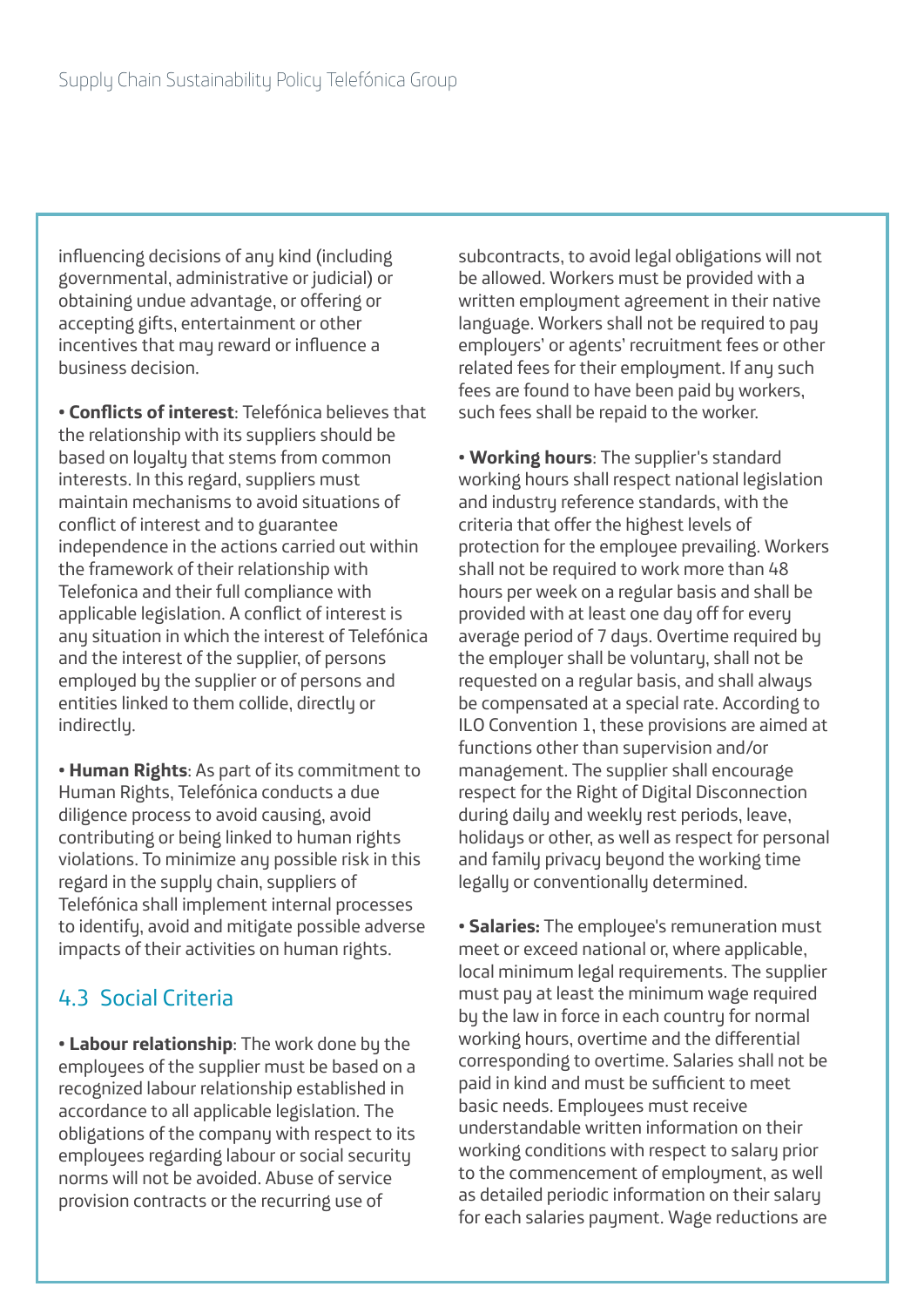influencing decisions of any kind (including governmental, administrative or judicial) or obtaining undue advantage, or offering or accepting gifts, entertainment or other incentives that may reward or influence a business decision.

- **Conflicts of interest**: Telefónica believes that the relationship with its suppliers should be based on loyalty that stems from common interests. In this regard, suppliers must maintain mechanisms to avoid situations of conflict of interest and to guarantee independence in the actions carried out within the framework of their relationship with Telefonica and their full compliance with applicable legislation. A conflict of interest is any situation in which the interest of Telefónica and the interest of the supplier, of persons employed by the supplier or of persons and entities linked to them collide, directly or indirectly.

- **Human Rights**: As part of its commitment to Human Rights, Telefónica conducts a due diligence process to avoid causing, avoid contributing or being linked to human rights violations. To minimize any possible risk in this regard in the supply chain, suppliers of Telefónica shall implement internal processes to identify, avoid and mitigate possible adverse impacts of their activities on human rights.

## 4.3 Social Criteria

- **Labour relationship**: The work done by the employees of the supplier must be based on a recognized labour relationship established in accordance to all applicable legislation. The obligations of the company with respect to its employees regarding labour or social security norms will not be avoided. Abuse of service provision contracts or the recurring use of subcontracts, to avoid legal obligations will not be allowed. Workers must be provided with a written employment agreement in their native language. Workers shall not be required to pay employers' or agents' recruitment fees or other related fees for their employment. If any such fees are found to have been paid by workers, such fees shall be repaid to the worker.

- **Working hours**: The supplier's standard working hours shall respect national legislation and industry reference standards, with the criteria that offer the highest levels of protection for the employee prevailing. Workers shall not be required to work more than 48 hours per week on a regular basis and shall be provided with at least one day off for every average period of 7 days. Overtime required by the employer shall be voluntary, shall not be requested on a regular basis, and shall always be compensated at a special rate. According to ILO Convention 1, these provisions are aimed at functions other than supervision and/or management. The supplier shall encourage respect for the Right of Digital Disconnection during daily and weekly rest periods, leave, holidays or other, as well as respect for personal and family privacy beyond the working time legally or conventionally determined.

- **Salaries:** The employee's remuneration must meet or exceed national or, where applicable, local minimum legal requirements. The supplier must pay at least the minimum wage required by the law in force in each country for normal working hours, overtime and the differential corresponding to overtime. Salaries shall not be paid in kind and must be sufficient to meet basic needs. Employees must receive understandable written information on their working conditions with respect to salary prior to the commencement of employment, as well as detailed periodic information on their salary for each salaries payment. Wage reductions are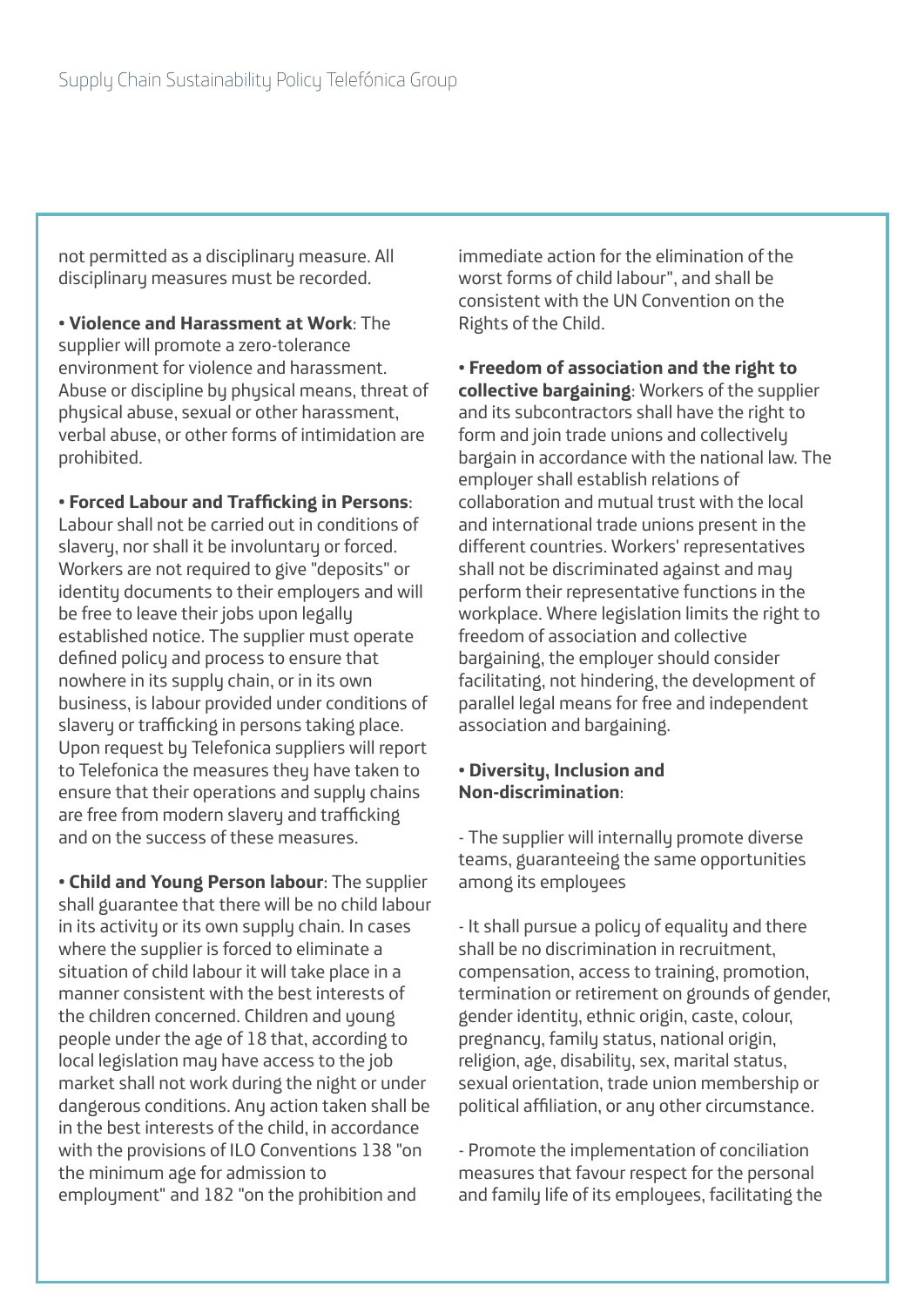not permitted as a disciplinary measure. All disciplinary measures must be recorded.

- **Violence and Harassment at Work**: The supplier will promote a zero-tolerance environment for violence and harassment. Abuse or discipline by physical means, threat of physical abuse, sexual or other harassment, verbal abuse, or other forms of intimidation are prohibited.

- **Forced Labour and Trafficking in Persons**: Labour shall not be carried out in conditions of slavery, nor shall it be involuntary or forced. Workers are not required to give "deposits" or identity documents to their employers and will be free to leave their jobs upon legally established notice. The supplier must operate defined policy and process to ensure that nowhere in its supply chain, or in its own business, is labour provided under conditions of slavery or trafficking in persons taking place. Upon request by Telefonica suppliers will report to Telefonica the measures they have taken to ensure that their operations and supply chains are free from modern slavery and trafficking and on the success of these measures.

- **Child and Young Person labour**: The supplier shall guarantee that there will be no child labour in its activity or its own supply chain. In cases where the supplier is forced to eliminate a situation of child labour it will take place in a manner consistent with the best interests of the children concerned. Children and young people under the age of 18 that, according to local legislation may have access to the job market shall not work during the night or under dangerous conditions. Any action taken shall be in the best interests of the child, in accordance with the provisions of ILO Conventions 138 "on the minimum age for admission to employment" and 182 "on the prohibition and immediate action for the elimination of the worst forms of child labour", and shall be consistent with the UN Convention on the Rights of the Child.

- **Freedom of association and the right to collective bargaining**: Workers of the supplier and its subcontractors shall have the right to form and join trade unions and collectively bargain in accordance with the national law. The employer shall establish relations of collaboration and mutual trust with the local and international trade unions present in the different countries. Workers' representatives shall not be discriminated against and may perform their representative functions in the workplace. Where legislation limits the right to freedom of association and collective bargaining, the employer should consider facilitating, not hindering, the development of parallel legal means for free and independent association and bargaining.

- **Diversity, Inclusion and Non-discrimination**:

  - The supplier will internally promote diverse teams, guaranteeing the same opportunities among its employees

  - It shall pursue a policy of equality and there shall be no discrimination in recruitment, compensation, access to training, promotion, termination or retirement on grounds of gender, gender identity, ethnic origin, caste, colour, pregnancy, family status, national origin, religion, age, disability, sex, marital status, sexual orientation, trade union membership or political affiliation, or any other circumstance.

  - Promote the implementation of conciliation measures that favour respect for the personal and family life of its employees, facilitating the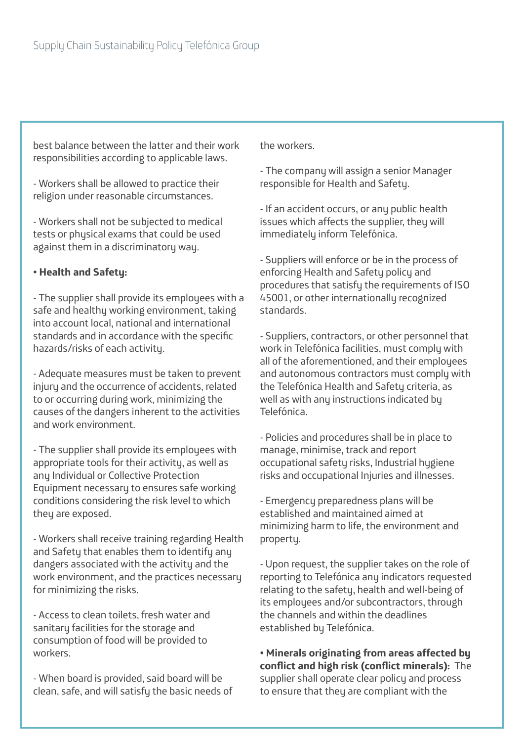best balance between the latter and their work responsibilities according to applicable laws.

- Workers shall be allowed to practice their religion under reasonable circumstances.

- Workers shall not be subjected to medical tests or physical exams that could be used against them in a discriminatory way.

**• Health and Safety:**

- The supplier shall provide its employees with a safe and healthy working environment, taking into account local, national and international standards and in accordance with the specific hazards/risks of each activity.

- Adequate measures must be taken to prevent injury and the occurrence of accidents, related to or occurring during work, minimizing the causes of the dangers inherent to the activities and work environment.

- The supplier shall provide its employees with appropriate tools for their activity, as well as any Individual or Collective Protection Equipment necessary to ensures safe working conditions considering the risk level to which they are exposed.

- Workers shall receive training regarding Health and Safety that enables them to identify any dangers associated with the activity and the work environment, and the practices necessary for minimizing the risks.

- Access to clean toilets, fresh water and sanitary facilities for the storage and consumption of food will be provided to workers.

- When board is provided, said board will be clean, safe, and will satisfy the basic needs of the workers.

- The company will assign a senior Manager responsible for Health and Safety.

- If an accident occurs, or any public health issues which affects the supplier, they will immediately inform Telefónica.

- Suppliers will enforce or be in the process of enforcing Health and Safety policy and procedures that satisfy the requirements of ISO 45001, or other internationally recognized standards.

- Suppliers, contractors, or other personnel that work in Telefónica facilities, must comply with all of the aforementioned, and their employees and autonomous contractors must comply with the Telefónica Health and Safety criteria, as well as with any instructions indicated by Telefónica.

- Policies and procedures shall be in place to manage, minimise, track and report occupational safety risks, Industrial hygiene risks and occupational Injuries and illnesses.

- Emergency preparedness plans will be established and maintained aimed at minimizing harm to life, the environment and property.

- Upon request, the supplier takes on the role of reporting to Telefónica any indicators requested relating to the safety, health and well-being of its employees and/or subcontractors, through the channels and within the deadlines established by Telefónica.

**• Minerals originating from areas affected by conflict and high risk (conflict minerals):** The supplier shall operate clear policy and process to ensure that they are compliant with the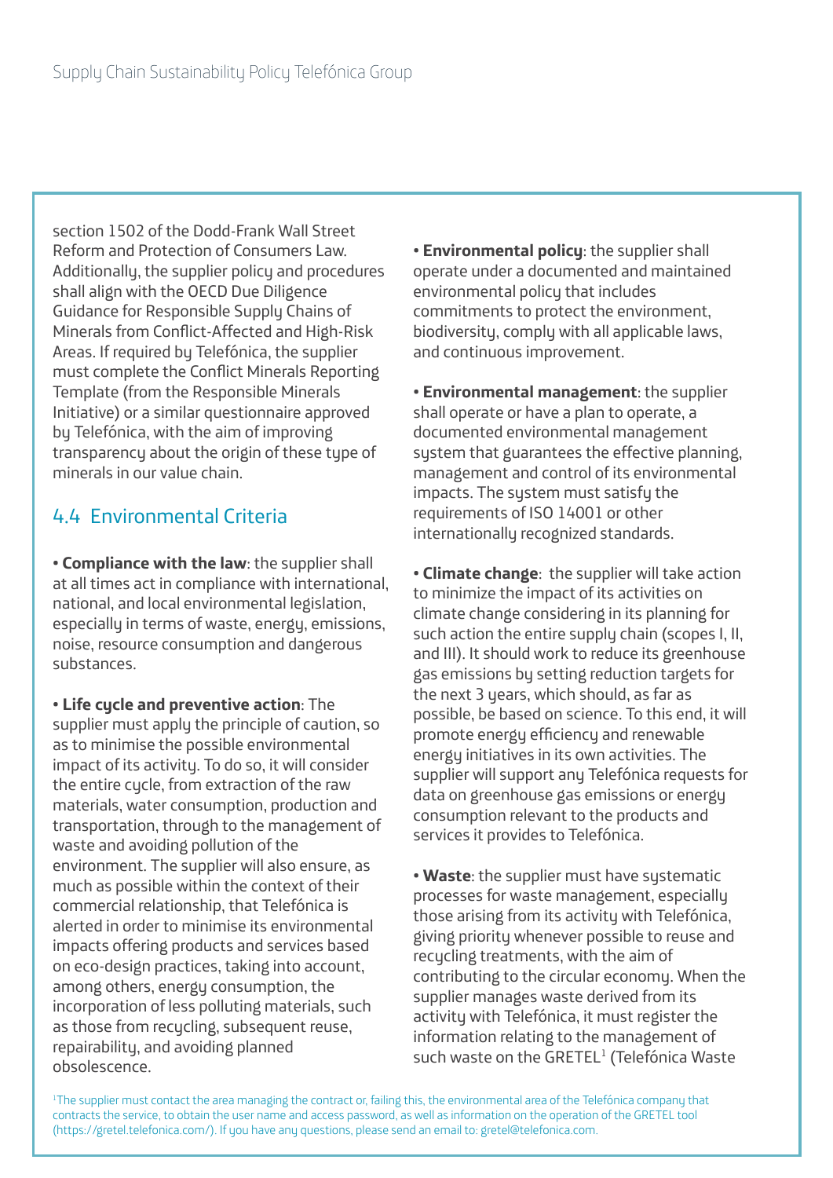section 1502 of the Dodd-Frank Wall Street Reform and Protection of Consumers Law. Additionally, the supplier policy and procedures shall align with the OECD Due Diligence Guidance for Responsible Supply Chains of Minerals from Conflict-Affected and High-Risk Areas. If required by Telefónica, the supplier must complete the Conflict Minerals Reporting Template (from the Responsible Minerals Initiative) or a similar questionnaire approved by Telefónica, with the aim of improving transparency about the origin of these type of minerals in our value chain.

## 4.4 Environmental Criteria

• **Compliance with the law**: the supplier shall at all times act in compliance with international, national, and local environmental legislation, especially in terms of waste, energy, emissions, noise, resource consumption and dangerous substances.

• **Life cycle and preventive action**: The supplier must apply the principle of caution, so as to minimise the possible environmental impact of its activity. To do so, it will consider the entire cycle, from extraction of the raw materials, water consumption, production and transportation, through to the management of waste and avoiding pollution of the environment. The supplier will also ensure, as much as possible within the context of their commercial relationship, that Telefónica is alerted in order to minimise its environmental impacts offering products and services based on eco-design practices, taking into account, among others, energy consumption, the incorporation of less polluting materials, such as those from recycling, subsequent reuse, repairability, and avoiding planned obsolescence.

• **Environmental policy**: the supplier shall operate under a documented and maintained environmental policy that includes commitments to protect the environment, biodiversity, comply with all applicable laws, and continuous improvement.

• **Environmental management**: the supplier shall operate or have a plan to operate, a documented environmental management system that guarantees the effective planning, management and control of its environmental impacts. The system must satisfy the requirements of ISO 14001 or other internationally recognized standards.

• **Climate change**: the supplier will take action to minimize the impact of its activities on climate change considering in its planning for such action the entire supply chain (scopes I, II, and III). It should work to reduce its greenhouse gas emissions by setting reduction targets for the next 3 years, which should, as far as possible, be based on science. To this end, it will promote energy efficiency and renewable energy initiatives in its own activities. The supplier will support any Telefónica requests for data on greenhouse gas emissions or energy consumption relevant to the products and services it provides to Telefónica.

• **Waste**: the supplier must have systematic processes for waste management, especially those arising from its activity with Telefónica, giving priority whenever possible to reuse and recycling treatments, with the aim of contributing to the circular economy. When the supplier manages waste derived from its activity with Telefónica, it must register the information relating to the management of such waste on the GRETEL[1] (Telefónica Waste

[1]The supplier must contact the area managing the contract or, failing this, the environmental area of the Telefónica company that contracts the service, to obtain the user name and access password, as well as information on the operation of the GRETEL tool (https://gretel.telefonica.com/). If you have any questions, please send an email to: gretel@telefonica.com.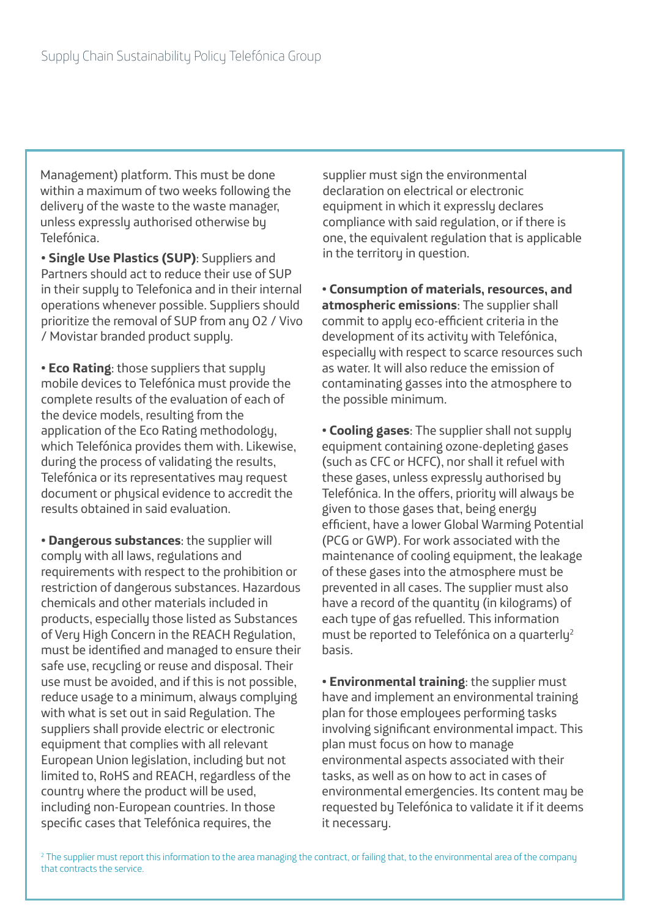Management) platform. This must be done within a maximum of two weeks following the delivery of the waste to the waste manager, unless expressly authorised otherwise by Telefónica.

- **Single Use Plastics (SUP)**: Suppliers and Partners should act to reduce their use of SUP in their supply to Telefonica and in their internal operations whenever possible. Suppliers should prioritize the removal of SUP from any O2 / Vivo / Movistar branded product supply.

- **Eco Rating**: those suppliers that supply mobile devices to Telefónica must provide the complete results of the evaluation of each of the device models, resulting from the application of the Eco Rating methodology, which Telefónica provides them with. Likewise, during the process of validating the results, Telefónica or its representatives may request document or physical evidence to accredit the results obtained in said evaluation.

- **Dangerous substances**: the supplier will comply with all laws, regulations and requirements with respect to the prohibition or restriction of dangerous substances. Hazardous chemicals and other materials included in products, especially those listed as Substances of Very High Concern in the REACH Regulation, must be identified and managed to ensure their safe use, recycling or reuse and disposal. Their use must be avoided, and if this is not possible, reduce usage to a minimum, always complying with what is set out in said Regulation. The suppliers shall provide electric or electronic equipment that complies with all relevant European Union legislation, including but not limited to, RoHS and REACH, regardless of the country where the product will be used, including non-European countries. In those specific cases that Telefónica requires, the supplier must sign the environmental declaration on electrical or electronic equipment in which it expressly declares compliance with said regulation, or if there is one, the equivalent regulation that is applicable in the territory in question.

- **Consumption of materials, resources, and atmospheric emissions**: The supplier shall commit to apply eco-efficient criteria in the development of its activity with Telefónica, especially with respect to scarce resources such as water. It will also reduce the emission of contaminating gasses into the atmosphere to the possible minimum.

- **Cooling gases**: The supplier shall not supply equipment containing ozone-depleting gases (such as CFC or HCFC), nor shall it refuel with these gases, unless expressly authorised by Telefónica. In the offers, priority will always be given to those gases that, being energy efficient, have a lower Global Warming Potential (PCG or GWP). For work associated with the maintenance of cooling equipment, the leakage of these gases into the atmosphere must be prevented in all cases. The supplier must also have a record of the quantity (in kilograms) of each type of gas refuelled. This information must be reported to Telefónica on a quarterly[2] basis.

- **Environmental training**: the supplier must have and implement an environmental training plan for those employees performing tasks involving significant environmental impact. This plan must focus on how to manage environmental aspects associated with their tasks, as well as on how to act in cases of environmental emergencies. Its content may be requested by Telefónica to validate it if it deems it necessary.

[2] The supplier must report this information to the area managing the contract, or failing that, to the environmental area of the company that contracts the service.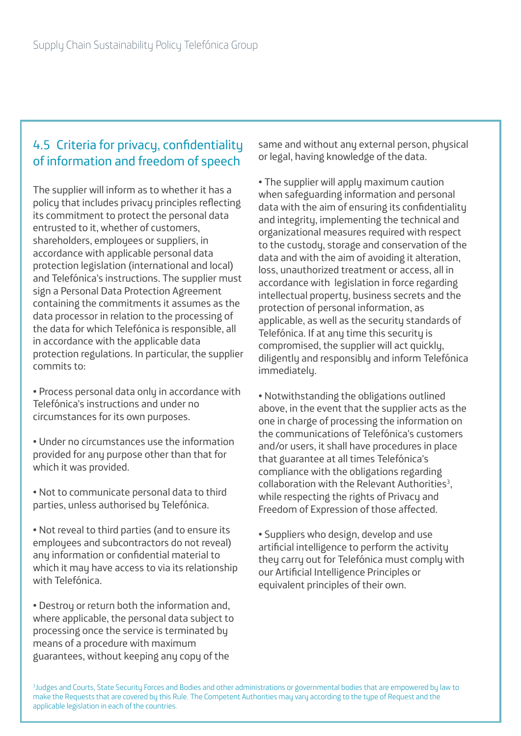## 4.5 Criteria for privacy, confidentiality of information and freedom of speech

The supplier will inform as to whether it has a policy that includes privacy principles reflecting its commitment to protect the personal data entrusted to it, whether of customers, shareholders, employees or suppliers, in accordance with applicable personal data protection legislation (international and local) and Telefónica's instructions. The supplier must sign a Personal Data Protection Agreement containing the commitments it assumes as the data processor in relation to the processing of the data for which Telefónica is responsible, all in accordance with the applicable data protection regulations. In particular, the supplier commits to:

- Process personal data only in accordance with Telefónica's instructions and under no circumstances for its own purposes.
- Under no circumstances use the information provided for any purpose other than that for which it was provided.
- Not to communicate personal data to third parties, unless authorised by Telefónica.
- Not reveal to third parties (and to ensure its employees and subcontractors do not reveal) any information or confidential material to which it may have access to via its relationship with Telefónica.
- Destroy or return both the information and, where applicable, the personal data subject to processing once the service is terminated by means of a procedure with maximum guarantees, without keeping any copy of the same and without any external person, physical or legal, having knowledge of the data.
- The supplier will apply maximum caution when safeguarding information and personal data with the aim of ensuring its confidentiality and integrity, implementing the technical and organizational measures required with respect to the custody, storage and conservation of the data and with the aim of avoiding it alteration, loss, unauthorized treatment or access, all in accordance with legislation in force regarding intellectual property, business secrets and the protection of personal information, as applicable, as well as the security standards of Telefónica. If at any time this security is compromised, the supplier will act quickly, diligently and responsibly and inform Telefónica immediately.
- Notwithstanding the obligations outlined above, in the event that the supplier acts as the one in charge of processing the information on the communications of Telefónica's customers and/or users, it shall have procedures in place that guarantee at all times Telefónica's compliance with the obligations regarding collaboration with the Relevant Authorities[3], while respecting the rights of Privacy and Freedom of Expression of those affected.
- Suppliers who design, develop and use artificial intelligence to perform the activity they carry out for Telefónica must comply with our Artificial Intelligence Principles or equivalent principles of their own.

[3] Judges and Courts, State Security Forces and Bodies and other administrations or governmental bodies that are empowered by law to make the Requests that are covered by this Rule. The Competent Authorities may vary according to the type of Request and the applicable legislation in each of the countries.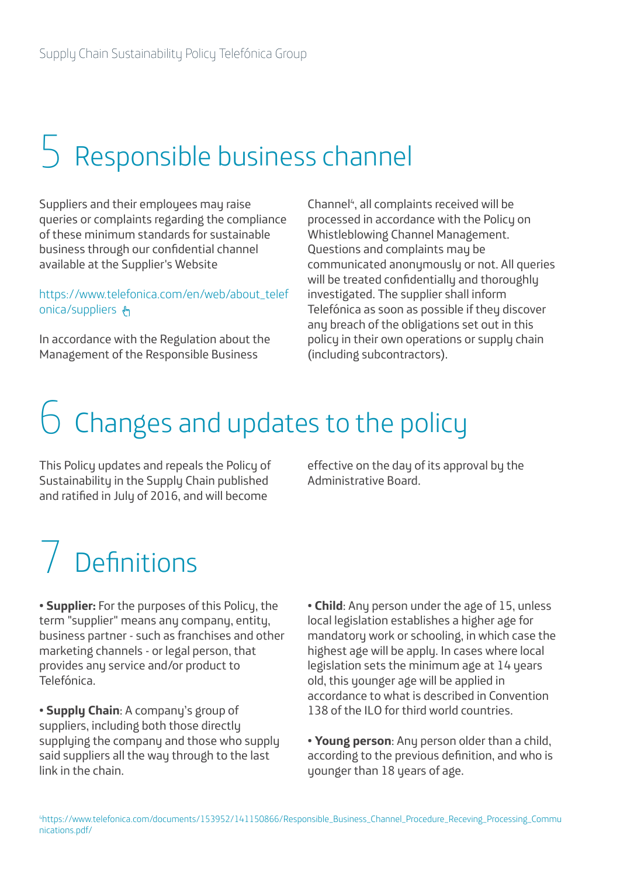# 5 Responsible business channel

Suppliers and their employees may raise queries or complaints regarding the compliance of these minimum standards for sustainable business through our confidential channel available at the Supplier's Website

https://www.telefonica.com/en/web/about_telefonica/suppliers

In accordance with the Regulation about the Management of the Responsible Business Channel[4], all complaints received will be processed in accordance with the Policy on Whistleblowing Channel Management. Questions and complaints may be communicated anonymously or not. All queries will be treated confidentially and thoroughly investigated. The supplier shall inform Telefónica as soon as possible if they discover any breach of the obligations set out in this policy in their own operations or supply chain (including subcontractors).

# 6 Changes and updates to the policy

This Policy updates and repeals the Policy of Sustainability in the Supply Chain published and ratified in July of 2016, and will become effective on the day of its approval by the Administrative Board.

# 7 Definitions

- **Supplier:** For the purposes of this Policy, the term "supplier" means any company, entity, business partner - such as franchises and other marketing channels - or legal person, that provides any service and/or product to Telefónica.

- **Supply Chain**: A company's group of suppliers, including both those directly supplying the company and those who supply said suppliers all the way through to the last link in the chain.

- **Child**: Any person under the age of 15, unless local legislation establishes a higher age for mandatory work or schooling, in which case the highest age will be apply. In cases where local legislation sets the minimum age at 14 years old, this younger age will be applied in accordance to what is described in Convention 138 of the ILO for third world countries.

- **Young person**: Any person older than a child, according to the previous definition, and who is younger than 18 years of age.

[4] https://www.telefonica.com/documents/153952/141150866/Responsible_Business_Channel_Procedure_Receving_Processing_Communications.pdf/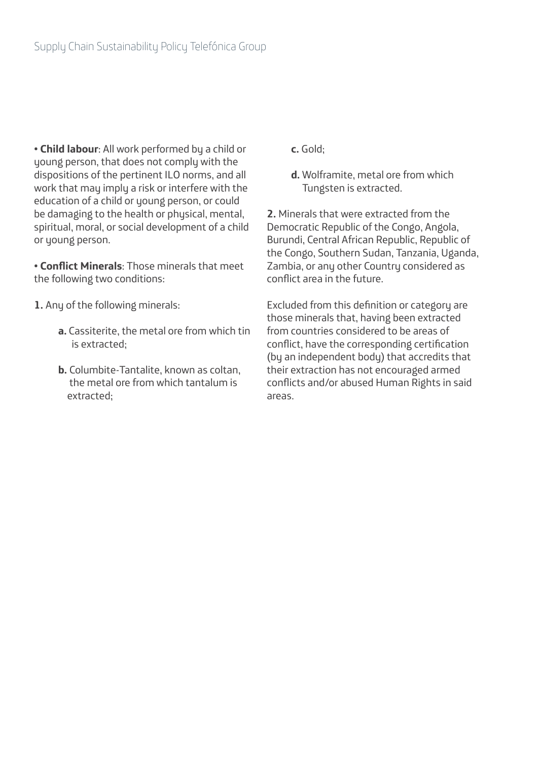- **Child labour**: All work performed by a child or young person, that does not comply with the dispositions of the pertinent ILO norms, and all work that may imply a risk or interfere with the education of a child or young person, or could be damaging to the health or physical, mental, spiritual, moral, or social development of a child or young person.

- **Conflict Minerals**: Those minerals that meet the following two conditions:

**1.** Any of the following minerals:

   **a.** Cassiterite, the metal ore from which tin is extracted;

   **b.** Columbite-Tantalite, known as coltan, the metal ore from which tantalum is extracted;

   **c.** Gold;

   **d.** Wolframite, metal ore from which Tungsten is extracted.

**2.** Minerals that were extracted from the Democratic Republic of the Congo, Angola, Burundi, Central African Republic, Republic of the Congo, Southern Sudan, Tanzania, Uganda, Zambia, or any other Country considered as conflict area in the future.

Excluded from this definition or category are those minerals that, having been extracted from countries considered to be areas of conflict, have the corresponding certification (by an independent body) that accredits that their extraction has not encouraged armed conflicts and/or abused Human Rights in said areas.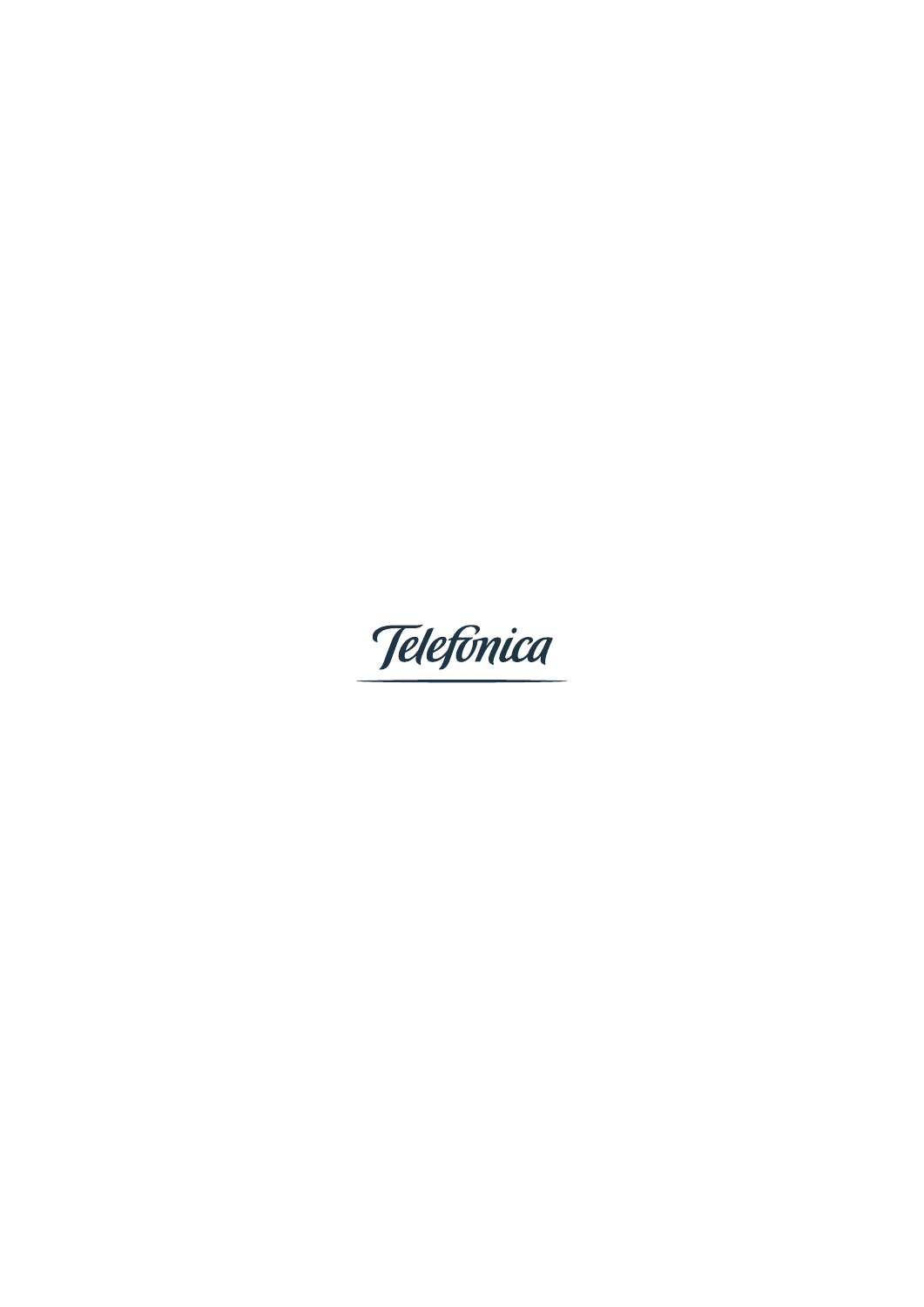Telefónica